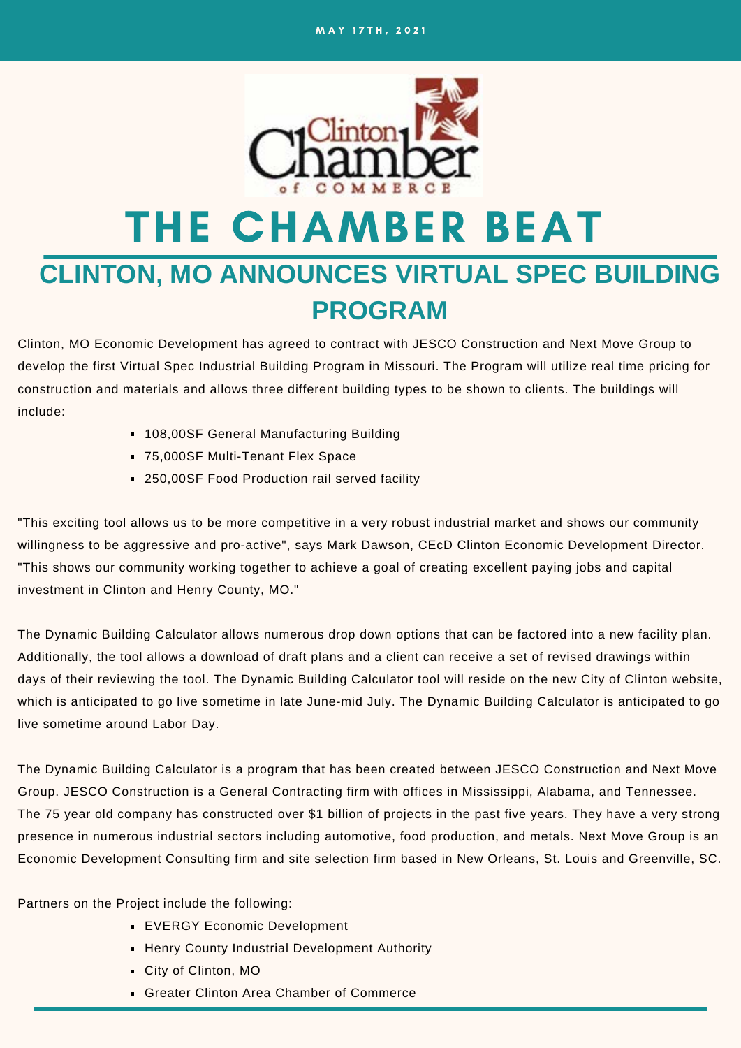MAY 17TH, 2021

Clinton Chamber of Commerce

# THE CHAMBER BEAT

## CLINTON, MO ANNOUNCES VIRTUAL SPEC BUILDING PROGRAM

Clinton, MO Economic Development has agreed to contract with JESCO Construction and Next Move Group to develop the first Virtual Spec Industrial Building Program in Missouri. The Program will utilize real time pricing for construction and materials and allows three different building types to be shown to clients. The buildings will include:

- 108,00SF General Manufacturing Building
- 75,000SF Multi-Tenant Flex Space
- 250,00SF Food Production rail served facility

"This exciting tool allows us to be more competitive in a very robust industrial market and shows our community willingness to be aggressive and pro-active", says Mark Dawson, CEcD Clinton Economic Development Director. "This shows our community working together to achieve a goal of creating excellent paying jobs and capital investment in Clinton and Henry County, MO."

The Dynamic Building Calculator allows numerous drop down options that can be factored into a new facility plan. Additionally, the tool allows a download of draft plans and a client can receive a set of revised drawings within days of their reviewing the tool. The Dynamic Building Calculator tool will reside on the new City of Clinton website, which is anticipated to go live sometime in late June-mid July. The Dynamic Building Calculator is anticipated to go live sometime around Labor Day.

The Dynamic Building Calculator is a program that has been created between JESCO Construction and Next Move Group. JESCO Construction is a General Contracting firm with offices in Mississippi, Alabama, and Tennessee. The 75 year old company has constructed over $1 billion of projects in the past five years. They have a very strong presence in numerous industrial sectors including automotive, food production, and metals. Next Move Group is an Economic Development Consulting firm and site selection firm based in New Orleans, St. Louis and Greenville, SC.

Partners on the Project include the following:

- EVERGY Economic Development
- Henry County Industrial Development Authority
- City of Clinton, MO
- Greater Clinton Area Chamber of Commerce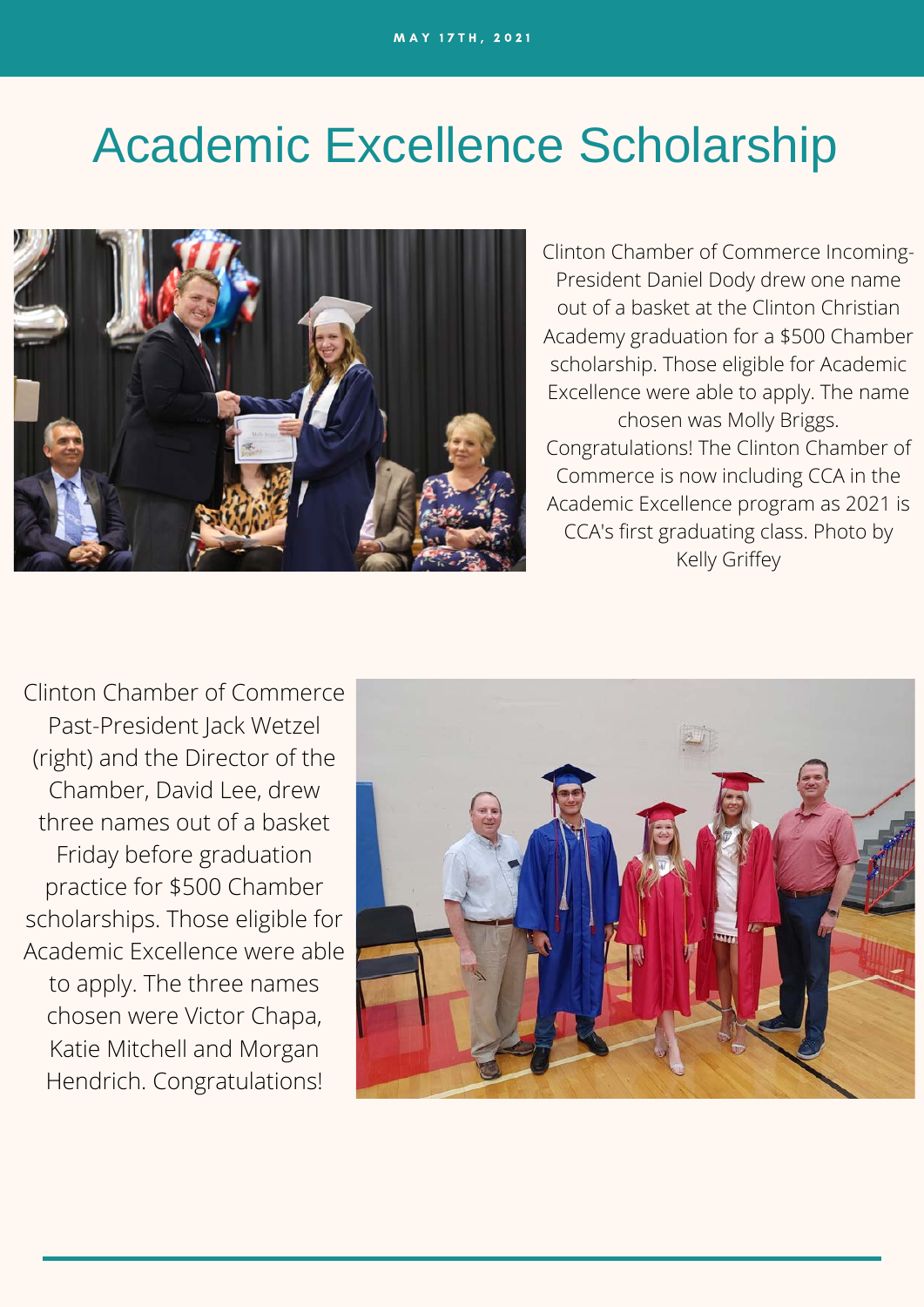# Academic Excellence Scholarship

Clinton Chamber of Commerce Incoming-President Daniel Dody drew one name out of a basket at the Clinton Christian Academy graduation for a $500 Chamber scholarship. Those eligible for Academic Excellence were able to apply. The name chosen was Molly Briggs. Congratulations! The Clinton Chamber of Commerce is now including CCA in the Academic Excellence program as 2021 is CCA's first graduating class. Photo by Kelly Griffey

Clinton Chamber of Commerce Past-President Jack Wetzel (right) and the Director of the Chamber, David Lee, drew three names out of a basket Friday before graduation practice for $500 Chamber scholarships. Those eligible for Academic Excellence were able to apply. The three names chosen were Victor Chapa, Katie Mitchell and Morgan Hendrich. Congratulations!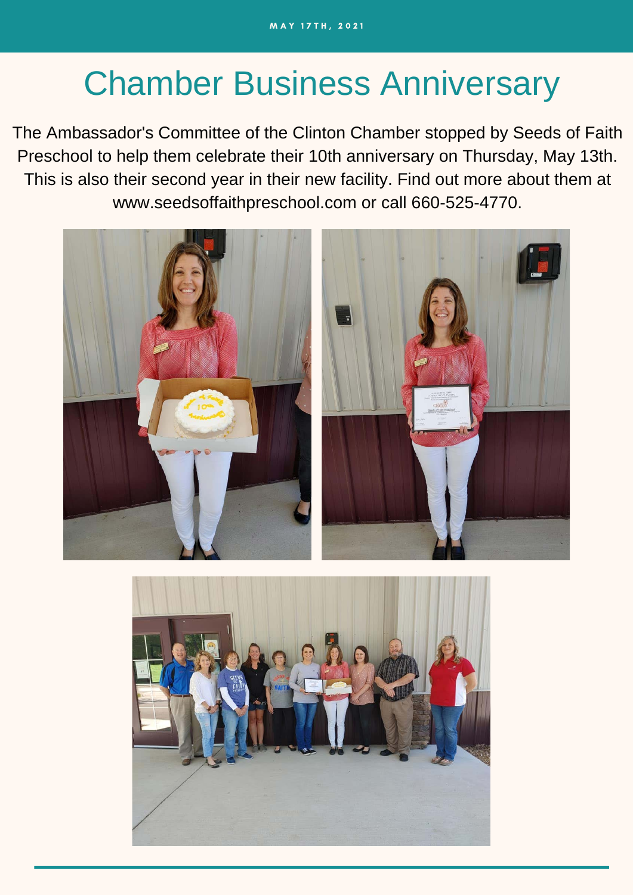MAY 17TH, 2021

# Chamber Business Anniversary

The Ambassador's Committee of the Clinton Chamber stopped by Seeds of Faith Preschool to help them celebrate their 10th anniversary on Thursday, May 13th. This is also their second year in their new facility. Find out more about them at www.seedsoffaithpreschool.com or call 660-525-4770.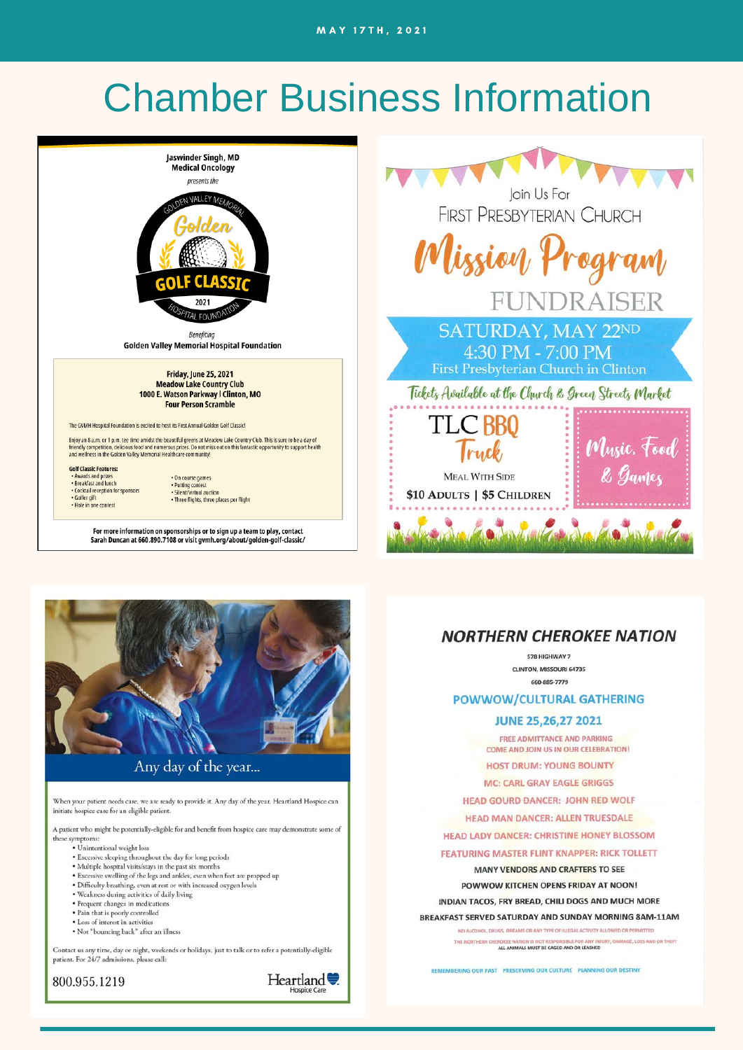MAY 17TH, 2021

# Chamber Business Information

Jaswinder Singh, MD
Medical Oncology

*presents the*

GOLDEN VALLEY MEMORIAL
Golden
GOLF CLASSIC
2021
HOSPITAL FOUNDATION

*Benefiting*
**Golden Valley Memorial Hospital Foundation**

**Friday, June 25, 2021**
**Meadow Lake Country Club**
**1000 E. Watson Parkway | Clinton, MO**
**Four Person Scramble**

The GVMH Hospital Foundation is excited to host its First Annual Golden Golf Classic!

Enjoy an 8 a.m. or 1 p.m. tee time amidst the beautiful greens at Meadow Lake Country Club. This is sure to be a day of friendly competition, delicious food and numerous prizes. Do not miss out on this fantastic opportunity to support health and wellness in the Golden Valley Memorial Healthcare community!

**Golf Classic Features:**

- Awards and prizes
- Breakfast and lunch
- Cocktail reception for sponsors
- Golfer gift
- Hole in one contest
- On course games
- Putting contest
- Silent/virtual auction
- Three flights, three places per flight

**For more information on sponsorships or to sign up a team to play, contact Sarah Duncan at 660.890.7108 or visit gvmh.org/about/golden-golf-classic/**

---

Join Us For
FIRST PRESBYTERIAN CHURCH

## Mission Program FUNDRAISER

SATURDAY, MAY 22ND
4:30 PM - 7:00 PM
First Presbyterian Church in Clinton

*Tickets Available at the Church & Green Streets Market*

TLC BBQ Truck
MEAL WITH SIDE
$10 ADULTS | $5 CHILDREN

*Music, Food & Games*

---

## Any day of the year...

When your patient needs care, we are ready to provide it. Any day of the year, Heartland Hospice can initiate hospice care for an eligible patient.

A patient who might be potentially-eligible for and benefit from hospice care may demonstrate some of these symptoms:

- Unintentional weight loss
- Excessive sleeping throughout the day for long periods
- Multiple hospital visits/stays in the past six months
- Excessive swelling of the legs and ankles, even when feet are propped up
- Difficulty breathing, even at rest or with increased oxygen levels
- Weakness during activities of daily living
- Frequent changes in medications
- Pain that is poorly controlled
- Loss of interest in activities
- Not "bouncing back" after an illness

Contact us any time, day or night, weekends or holidays, just to talk or to refer a potentially-eligible patient. For 24/7 admissions, please call:

800.955.1219

Heartland Hospice Care

---

## NORTHERN CHEROKEE NATION

578 HIGHWAY 7
CLINTON, MISSOURI 64735
660-885-7779

### POWWOW/CULTURAL GATHERING

### JUNE 25,26,27 2021

FREE ADMITTANCE AND PARKING
COME AND JOIN US IN OUR CELEBRATION!

HOST DRUM: YOUNG BOUNTY

MC: CARL GRAY EAGLE GRIGGS

HEAD GOURD DANCER: JOHN RED WOLF

HEAD MAN DANCER: ALLEN TRUESDALE

HEAD LADY DANCER: CHRISTINE HONEY BLOSSOM

FEATURING MASTER FLINT KNAPPER: RICK TOLLETT

MANY VENDORS AND CRAFTERS TO SEE

POWWOW KITCHEN OPENS FRIDAY AT NOON!

INDIAN TACOS, FRY BREAD, CHILI DOGS AND MUCH MORE

BREAKFAST SERVED SATURDAY AND SUNDAY MORNING 8AM-11AM

NO ALCOHOL, DRUGS, FIREARMS OR ANY TYPE OF ILLEGAL ACTIVITY ALLOWED OR PERMITTED

THE NORTHERN CHEROKEE NATION IS NOT RESPONSIBLE FOR ANY INJURY, DAMAGE, LOSS AND OR THEFT
ALL ANIMALS MUST BE CAGED AND OR LEASHED

REMEMBERING OUR PAST PRESERVING OUR CULTURE PLANNING OUR DESTINY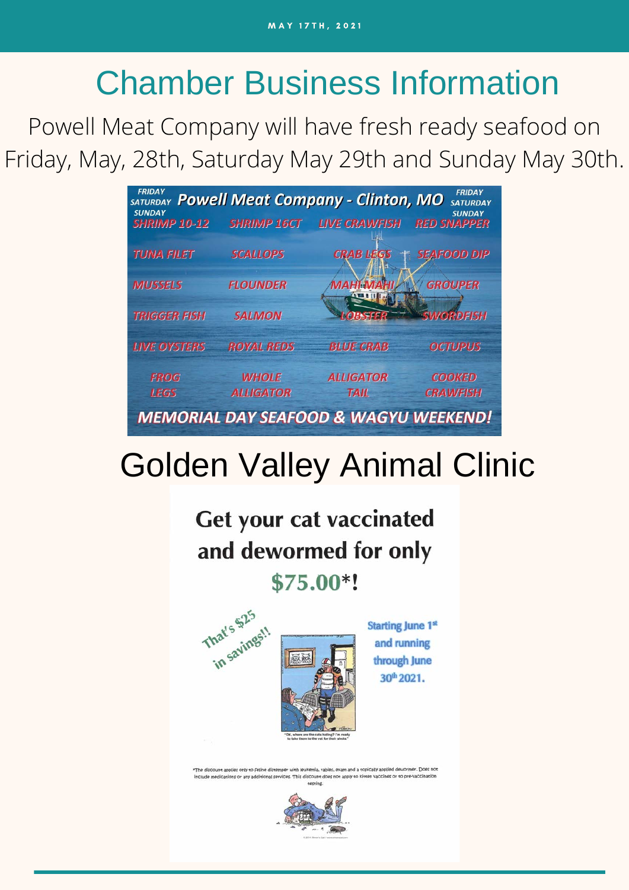# Chamber Business Information

Powell Meat Company will have fresh ready seafood on Friday, May, 28th, Saturday May 29th and Sunday May 30th.

FRIDAY SATURDAY SUNDAY **Powell Meat Company - Clinton, MO** FRIDAY SATURDAY SUNDAY

| | | | |
|---|---|---|---|
| SHRIMP 10-12 | SHRIMP 16CT | LIVE CRAWFISH | RED SNAPPER |
| TUNA FILET | SCALLOPS | CRAB LEGS | SEAFOOD DIP |
| MUSSELS | FLOUNDER | MAHI-MAHI | GROUPER |
| TRIGGER FISH | SALMON | LOBSTER | SWORDFISH |
| LIVE OYSTERS | ROYAL REDS | BLUE CRAB | OCTUPUS |
| FROG LEGS | WHOLE ALLIGATOR | ALLIGATOR TAIL | COOKED CRAWFISH |

**MEMORIAL DAY SEAFOOD & WAGYU WEEKEND!**

# Golden Valley Animal Clinic

**Get your cat vaccinated and dewormed for only $75.00*!**

That's $25 in savings!!

Starting June 1st and running through June 30th 2021.

"OK, where are the cats hiding? I'm ready to take them to the vet for their shots."

*The discount applies only to feline distemper with leukemia, rabies, exam and a topically applied dewormer. Does not include medications or any additional services. This discount does not apply to kitten vaccines or to pre-vaccination testing.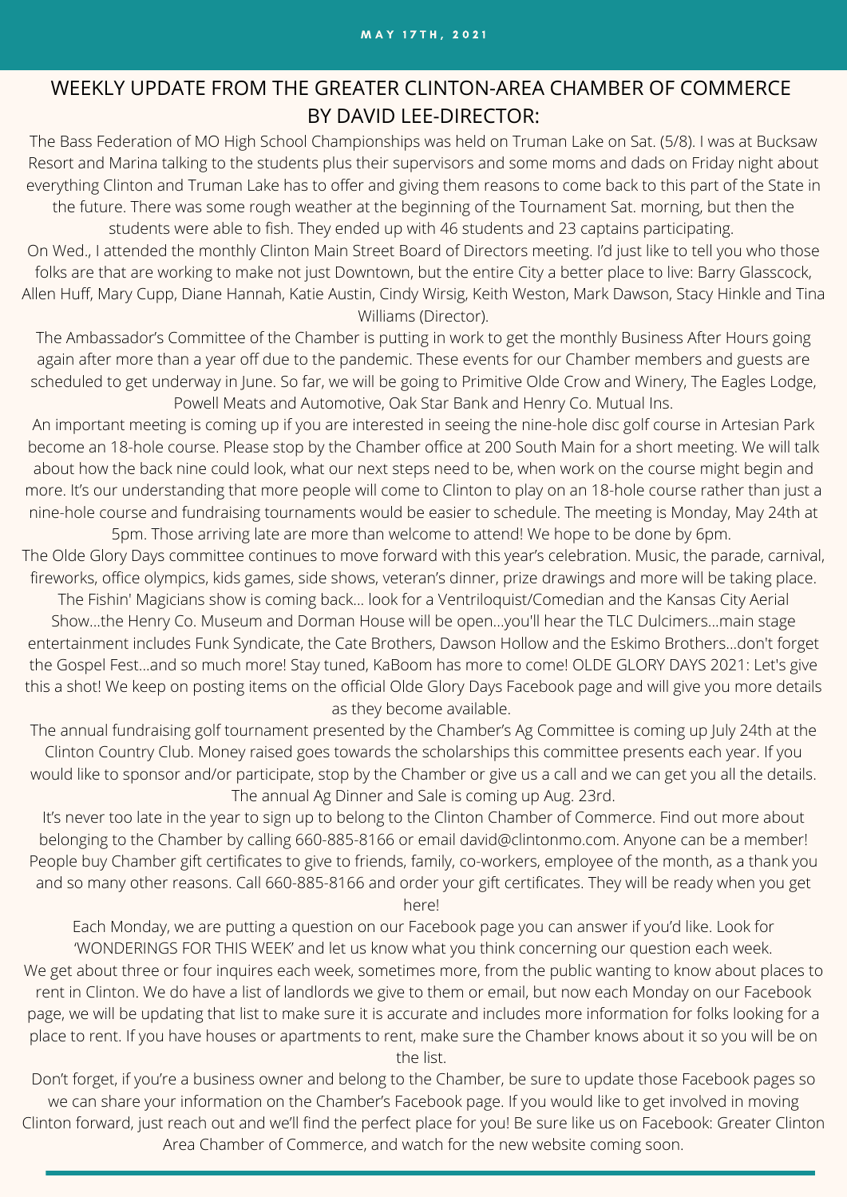MAY 17TH, 2021

# WEEKLY UPDATE FROM THE GREATER CLINTON-AREA CHAMBER OF COMMERCE BY DAVID LEE-DIRECTOR:

The Bass Federation of MO High School Championships was held on Truman Lake on Sat. (5/8). I was at Bucksaw Resort and Marina talking to the students plus their supervisors and some moms and dads on Friday night about everything Clinton and Truman Lake has to offer and giving them reasons to come back to this part of the State in the future. There was some rough weather at the beginning of the Tournament Sat. morning, but then the students were able to fish. They ended up with 46 students and 23 captains participating.

On Wed., I attended the monthly Clinton Main Street Board of Directors meeting. I'd just like to tell you who those folks are that are working to make not just Downtown, but the entire City a better place to live: Barry Glasscock, Allen Huff, Mary Cupp, Diane Hannah, Katie Austin, Cindy Wirsig, Keith Weston, Mark Dawson, Stacy Hinkle and Tina Williams (Director).

The Ambassador's Committee of the Chamber is putting in work to get the monthly Business After Hours going again after more than a year off due to the pandemic. These events for our Chamber members and guests are scheduled to get underway in June. So far, we will be going to Primitive Olde Crow and Winery, The Eagles Lodge, Powell Meats and Automotive, Oak Star Bank and Henry Co. Mutual Ins.

An important meeting is coming up if you are interested in seeing the nine-hole disc golf course in Artesian Park become an 18-hole course. Please stop by the Chamber office at 200 South Main for a short meeting. We will talk about how the back nine could look, what our next steps need to be, when work on the course might begin and more. It's our understanding that more people will come to Clinton to play on an 18-hole course rather than just a nine-hole course and fundraising tournaments would be easier to schedule. The meeting is Monday, May 24th at 5pm. Those arriving late are more than welcome to attend! We hope to be done by 6pm.

The Olde Glory Days committee continues to move forward with this year's celebration. Music, the parade, carnival, fireworks, office olympics, kids games, side shows, veteran's dinner, prize drawings and more will be taking place. The Fishin' Magicians show is coming back... look for a Ventriloquist/Comedian and the Kansas City Aerial Show...the Henry Co. Museum and Dorman House will be open...you'll hear the TLC Dulcimers...main stage entertainment includes Funk Syndicate, the Cate Brothers, Dawson Hollow and the Eskimo Brothers...don't forget the Gospel Fest...and so much more! Stay tuned, KaBoom has more to come! OLDE GLORY DAYS 2021: Let's give this a shot! We keep on posting items on the official Olde Glory Days Facebook page and will give you more details as they become available.

The annual fundraising golf tournament presented by the Chamber's Ag Committee is coming up July 24th at the Clinton Country Club. Money raised goes towards the scholarships this committee presents each year. If you would like to sponsor and/or participate, stop by the Chamber or give us a call and we can get you all the details. The annual Ag Dinner and Sale is coming up Aug. 23rd.

It's never too late in the year to sign up to belong to the Clinton Chamber of Commerce. Find out more about belonging to the Chamber by calling 660-885-8166 or email david@clintonmo.com. Anyone can be a member! People buy Chamber gift certificates to give to friends, family, co-workers, employee of the month, as a thank you and so many other reasons. Call 660-885-8166 and order your gift certificates. They will be ready when you get here!

Each Monday, we are putting a question on our Facebook page you can answer if you'd like. Look for 'WONDERINGS FOR THIS WEEK' and let us know what you think concerning our question each week.

We get about three or four inquires each week, sometimes more, from the public wanting to know about places to rent in Clinton. We do have a list of landlords we give to them or email, but now each Monday on our Facebook page, we will be updating that list to make sure it is accurate and includes more information for folks looking for a place to rent. If you have houses or apartments to rent, make sure the Chamber knows about it so you will be on the list.

Don't forget, if you're a business owner and belong to the Chamber, be sure to update those Facebook pages so we can share your information on the Chamber's Facebook page. If you would like to get involved in moving Clinton forward, just reach out and we'll find the perfect place for you! Be sure like us on Facebook: Greater Clinton Area Chamber of Commerce, and watch for the new website coming soon.